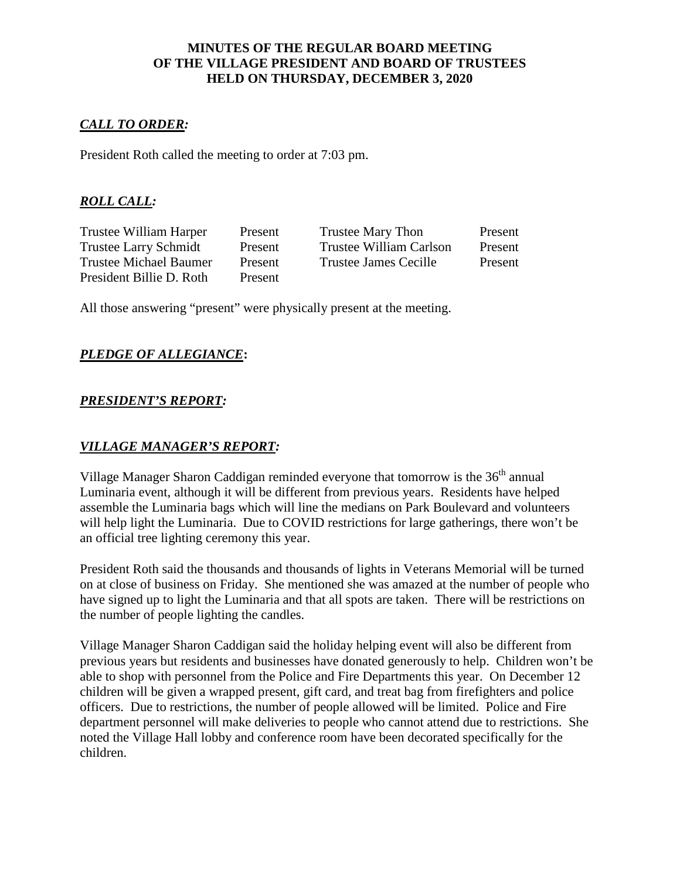**MINUTES OF THE REGULAR BOARD MEETING**
**OF THE VILLAGE PRESIDENT AND BOARD OF TRUSTEES**
**HELD ON THURSDAY, DECEMBER 3, 2020**

## ***CALL TO ORDER:***

President Roth called the meeting to order at 7:03 pm.

## ***ROLL CALL:***

| | | | |
|---|---|---|---|
| Trustee William Harper | Present | Trustee Mary Thon | Present |
| Trustee Larry Schmidt | Present | Trustee William Carlson | Present |
| Trustee Michael Baumer | Present | Trustee James Cecille | Present |
| President Billie D. Roth | Present | | |

All those answering "present" were physically present at the meeting.

## ***PLEDGE OF ALLEGIANCE*:**

## ***PRESIDENT'S REPORT:***

## ***VILLAGE MANAGER'S REPORT:***

Village Manager Sharon Caddigan reminded everyone that tomorrow is the 36th annual Luminaria event, although it will be different from previous years. Residents have helped assemble the Luminaria bags which will line the medians on Park Boulevard and volunteers will help light the Luminaria. Due to COVID restrictions for large gatherings, there won't be an official tree lighting ceremony this year.

President Roth said the thousands and thousands of lights in Veterans Memorial will be turned on at close of business on Friday. She mentioned she was amazed at the number of people who have signed up to light the Luminaria and that all spots are taken. There will be restrictions on the number of people lighting the candles.

Village Manager Sharon Caddigan said the holiday helping event will also be different from previous years but residents and businesses have donated generously to help. Children won't be able to shop with personnel from the Police and Fire Departments this year. On December 12 children will be given a wrapped present, gift card, and treat bag from firefighters and police officers. Due to restrictions, the number of people allowed will be limited. Police and Fire department personnel will make deliveries to people who cannot attend due to restrictions. She noted the Village Hall lobby and conference room have been decorated specifically for the children.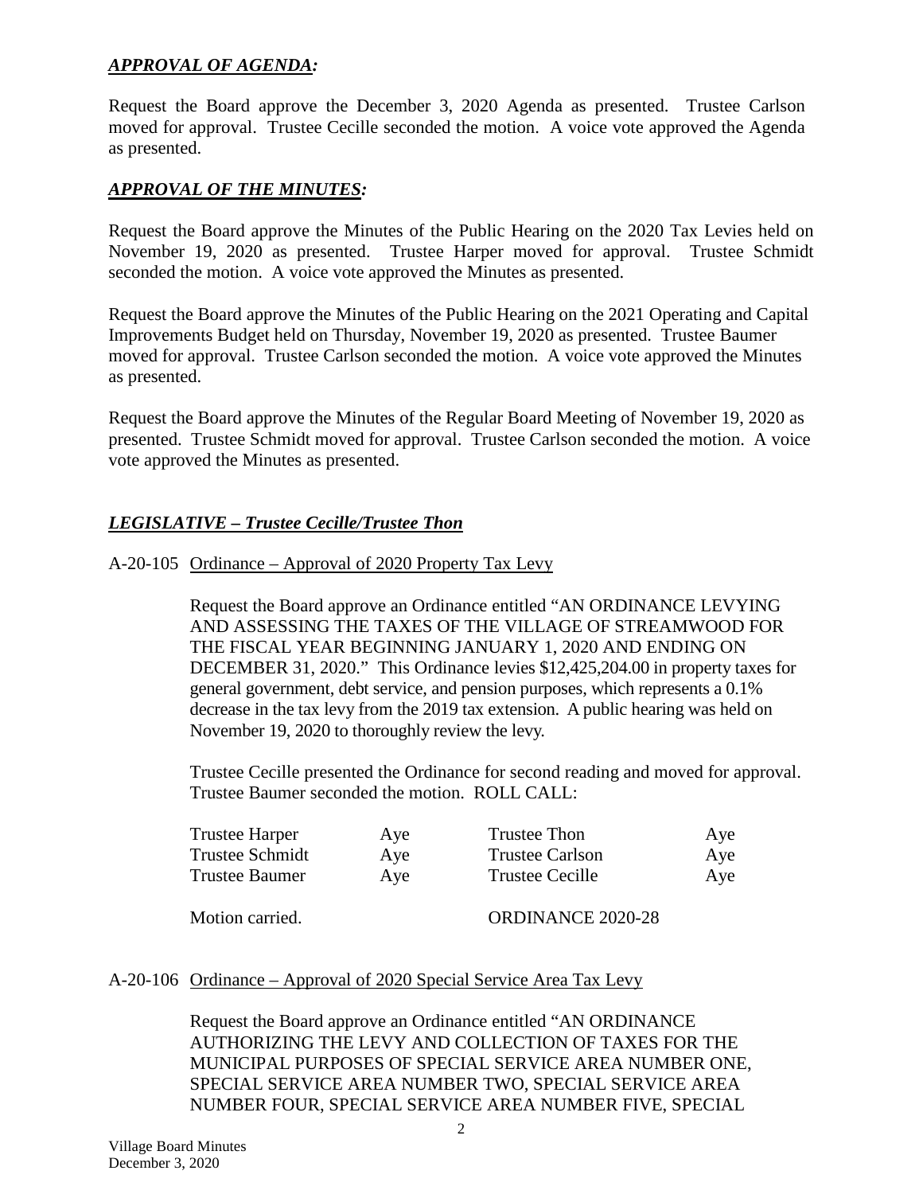***APPROVAL OF AGENDA:***

Request the Board approve the December 3, 2020 Agenda as presented. Trustee Carlson moved for approval. Trustee Cecille seconded the motion. A voice vote approved the Agenda as presented.

***APPROVAL OF THE MINUTES:***

Request the Board approve the Minutes of the Public Hearing on the 2020 Tax Levies held on November 19, 2020 as presented. Trustee Harper moved for approval. Trustee Schmidt seconded the motion. A voice vote approved the Minutes as presented.

Request the Board approve the Minutes of the Public Hearing on the 2021 Operating and Capital Improvements Budget held on Thursday, November 19, 2020 as presented. Trustee Baumer moved for approval. Trustee Carlson seconded the motion. A voice vote approved the Minutes as presented.

Request the Board approve the Minutes of the Regular Board Meeting of November 19, 2020 as presented. Trustee Schmidt moved for approval. Trustee Carlson seconded the motion. A voice vote approved the Minutes as presented.

***LEGISLATIVE – Trustee Cecille/Trustee Thon***

A-20-105 Ordinance – Approval of 2020 Property Tax Levy

Request the Board approve an Ordinance entitled "AN ORDINANCE LEVYING AND ASSESSING THE TAXES OF THE VILLAGE OF STREAMWOOD FOR THE FISCAL YEAR BEGINNING JANUARY 1, 2020 AND ENDING ON DECEMBER 31, 2020." This Ordinance levies $12,425,204.00 in property taxes for general government, debt service, and pension purposes, which represents a 0.1% decrease in the tax levy from the 2019 tax extension. A public hearing was held on November 19, 2020 to thoroughly review the levy.

Trustee Cecille presented the Ordinance for second reading and moved for approval. Trustee Baumer seconded the motion. ROLL CALL:

| | | | |
|---|---|---|---|
| Trustee Harper | Aye | Trustee Thon | Aye |
| Trustee Schmidt | Aye | Trustee Carlson | Aye |
| Trustee Baumer | Aye | Trustee Cecille | Aye |

Motion carried. ORDINANCE 2020-28

A-20-106 Ordinance – Approval of 2020 Special Service Area Tax Levy

Request the Board approve an Ordinance entitled "AN ORDINANCE AUTHORIZING THE LEVY AND COLLECTION OF TAXES FOR THE MUNICIPAL PURPOSES OF SPECIAL SERVICE AREA NUMBER ONE, SPECIAL SERVICE AREA NUMBER TWO, SPECIAL SERVICE AREA NUMBER FOUR, SPECIAL SERVICE AREA NUMBER FIVE, SPECIAL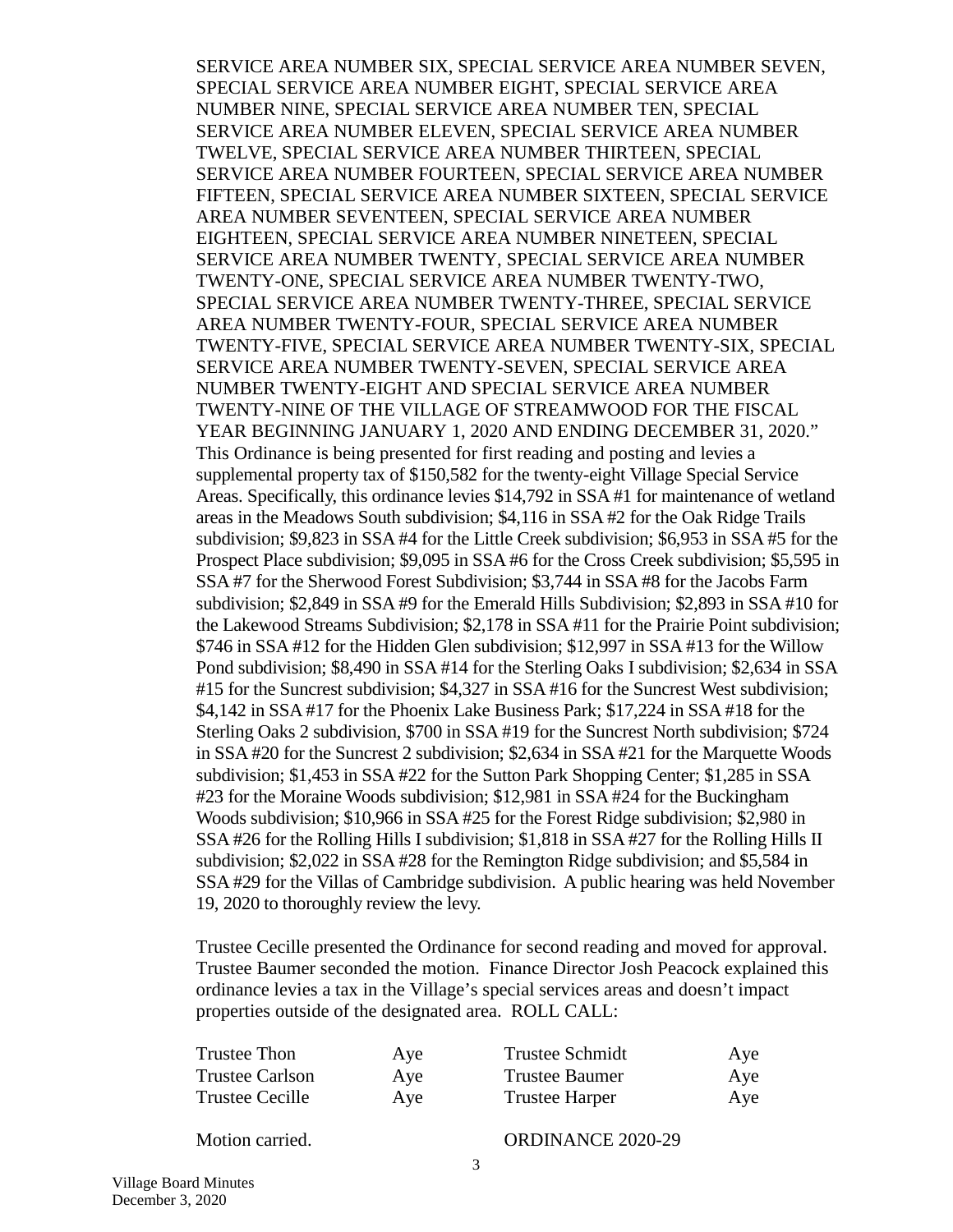SERVICE AREA NUMBER SIX, SPECIAL SERVICE AREA NUMBER SEVEN, SPECIAL SERVICE AREA NUMBER EIGHT, SPECIAL SERVICE AREA NUMBER NINE, SPECIAL SERVICE AREA NUMBER TEN, SPECIAL SERVICE AREA NUMBER ELEVEN, SPECIAL SERVICE AREA NUMBER TWELVE, SPECIAL SERVICE AREA NUMBER THIRTEEN, SPECIAL SERVICE AREA NUMBER FOURTEEN, SPECIAL SERVICE AREA NUMBER FIFTEEN, SPECIAL SERVICE AREA NUMBER SIXTEEN, SPECIAL SERVICE AREA NUMBER SEVENTEEN, SPECIAL SERVICE AREA NUMBER EIGHTEEN, SPECIAL SERVICE AREA NUMBER NINETEEN, SPECIAL SERVICE AREA NUMBER TWENTY, SPECIAL SERVICE AREA NUMBER TWENTY-ONE, SPECIAL SERVICE AREA NUMBER TWENTY-TWO, SPECIAL SERVICE AREA NUMBER TWENTY-THREE, SPECIAL SERVICE AREA NUMBER TWENTY-FOUR, SPECIAL SERVICE AREA NUMBER TWENTY-FIVE, SPECIAL SERVICE AREA NUMBER TWENTY-SIX, SPECIAL SERVICE AREA NUMBER TWENTY-SEVEN, SPECIAL SERVICE AREA NUMBER TWENTY-EIGHT AND SPECIAL SERVICE AREA NUMBER TWENTY-NINE OF THE VILLAGE OF STREAMWOOD FOR THE FISCAL YEAR BEGINNING JANUARY 1, 2020 AND ENDING DECEMBER 31, 2020." This Ordinance is being presented for first reading and posting and levies a supplemental property tax of $150,582 for the twenty-eight Village Special Service Areas. Specifically, this ordinance levies $14,792 in SSA #1 for maintenance of wetland areas in the Meadows South subdivision; $4,116 in SSA #2 for the Oak Ridge Trails subdivision; $9,823 in SSA #4 for the Little Creek subdivision; $6,953 in SSA #5 for the Prospect Place subdivision; $9,095 in SSA #6 for the Cross Creek subdivision; $5,595 in SSA #7 for the Sherwood Forest Subdivision; $3,744 in SSA #8 for the Jacobs Farm subdivision; $2,849 in SSA #9 for the Emerald Hills Subdivision; $2,893 in SSA #10 for the Lakewood Streams Subdivision; $2,178 in SSA #11 for the Prairie Point subdivision; $746 in SSA #12 for the Hidden Glen subdivision; $12,997 in SSA #13 for the Willow Pond subdivision; $8,490 in SSA #14 for the Sterling Oaks I subdivision; $2,634 in SSA #15 for the Suncrest subdivision; $4,327 in SSA #16 for the Suncrest West subdivision; $4,142 in SSA #17 for the Phoenix Lake Business Park; $17,224 in SSA #18 for the Sterling Oaks 2 subdivision, $700 in SSA #19 for the Suncrest North subdivision; $724 in SSA #20 for the Suncrest 2 subdivision; $2,634 in SSA #21 for the Marquette Woods subdivision; $1,453 in SSA #22 for the Sutton Park Shopping Center; $1,285 in SSA #23 for the Moraine Woods subdivision; $12,981 in SSA #24 for the Buckingham Woods subdivision; $10,966 in SSA #25 for the Forest Ridge subdivision; $2,980 in SSA #26 for the Rolling Hills I subdivision; $1,818 in SSA #27 for the Rolling Hills II subdivision; $2,022 in SSA #28 for the Remington Ridge subdivision; and $5,584 in SSA #29 for the Villas of Cambridge subdivision. A public hearing was held November 19, 2020 to thoroughly review the levy.

Trustee Cecille presented the Ordinance for second reading and moved for approval. Trustee Baumer seconded the motion. Finance Director Josh Peacock explained this ordinance levies a tax in the Village's special services areas and doesn't impact properties outside of the designated area. ROLL CALL:

| | | | |
|---|---|---|---|
| Trustee Thon | Aye | Trustee Schmidt | Aye |
| Trustee Carlson | Aye | Trustee Baumer | Aye |
| Trustee Cecille | Aye | Trustee Harper | Aye |

Motion carried. ORDINANCE 2020-29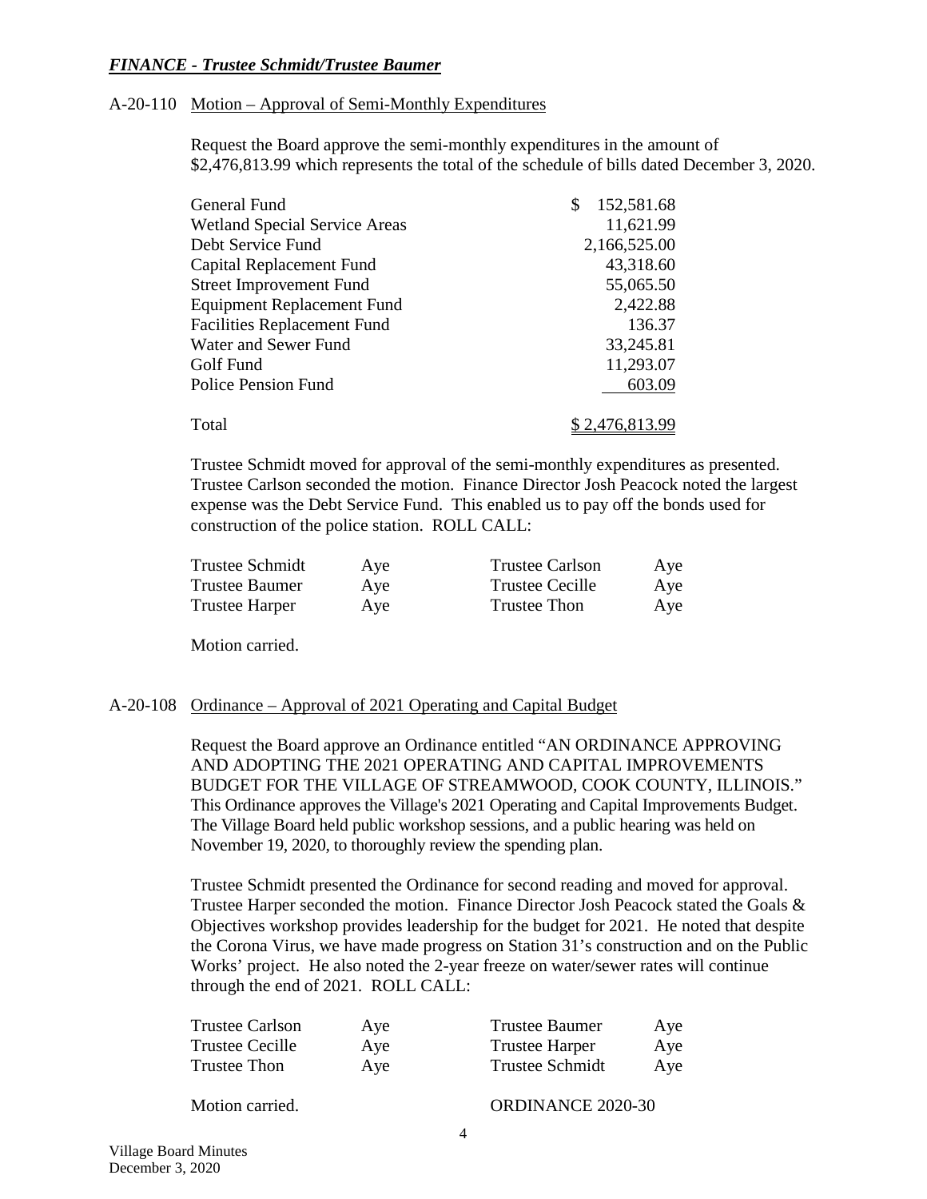***FINANCE - Trustee Schmidt/Trustee Baumer***

A-20-110 Motion – Approval of Semi-Monthly Expenditures

Request the Board approve the semi-monthly expenditures in the amount of $2,476,813.99 which represents the total of the schedule of bills dated December 3, 2020.

| Fund | Amount |
|---|---|
| General Fund | $ 152,581.68 |
| Wetland Special Service Areas | 11,621.99 |
| Debt Service Fund | 2,166,525.00 |
| Capital Replacement Fund | 43,318.60 |
| Street Improvement Fund | 55,065.50 |
| Equipment Replacement Fund | 2,422.88 |
| Facilities Replacement Fund | 136.37 |
| Water and Sewer Fund | 33,245.81 |
| Golf Fund | 11,293.07 |
| Police Pension Fund | 603.09 |
| Total | $ 2,476,813.99 |

Trustee Schmidt moved for approval of the semi-monthly expenditures as presented. Trustee Carlson seconded the motion. Finance Director Josh Peacock noted the largest expense was the Debt Service Fund. This enabled us to pay off the bonds used for construction of the police station. ROLL CALL:

| | | | |
|---|---|---|---|
| Trustee Schmidt | Aye | Trustee Carlson | Aye |
| Trustee Baumer | Aye | Trustee Cecille | Aye |
| Trustee Harper | Aye | Trustee Thon | Aye |

Motion carried.

A-20-108 Ordinance – Approval of 2021 Operating and Capital Budget

Request the Board approve an Ordinance entitled "AN ORDINANCE APPROVING AND ADOPTING THE 2021 OPERATING AND CAPITAL IMPROVEMENTS BUDGET FOR THE VILLAGE OF STREAMWOOD, COOK COUNTY, ILLINOIS." This Ordinance approves the Village's 2021 Operating and Capital Improvements Budget. The Village Board held public workshop sessions, and a public hearing was held on November 19, 2020, to thoroughly review the spending plan.

Trustee Schmidt presented the Ordinance for second reading and moved for approval. Trustee Harper seconded the motion. Finance Director Josh Peacock stated the Goals & Objectives workshop provides leadership for the budget for 2021. He noted that despite the Corona Virus, we have made progress on Station 31's construction and on the Public Works' project. He also noted the 2-year freeze on water/sewer rates will continue through the end of 2021. ROLL CALL:

| | | | |
|---|---|---|---|
| Trustee Carlson | Aye | Trustee Baumer | Aye |
| Trustee Cecille | Aye | Trustee Harper | Aye |
| Trustee Thon | Aye | Trustee Schmidt | Aye |

Motion carried. ORDINANCE 2020-30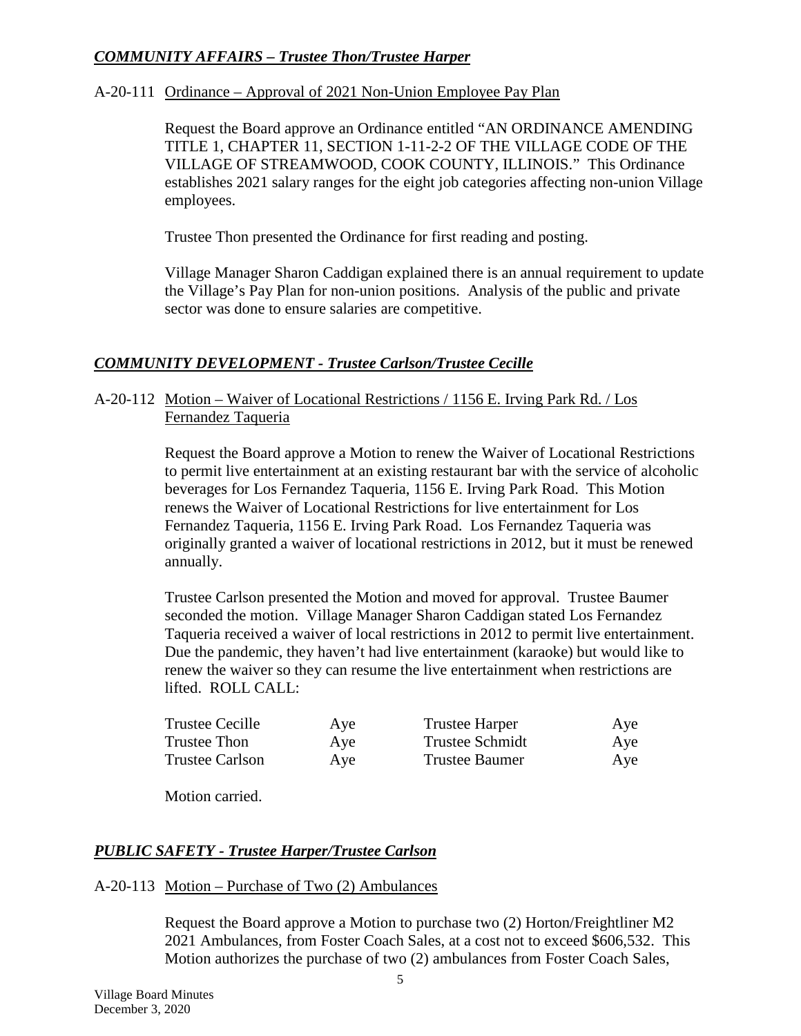## *COMMUNITY AFFAIRS – Trustee Thon/Trustee Harper*

A-20-111 Ordinance – Approval of 2021 Non-Union Employee Pay Plan

Request the Board approve an Ordinance entitled "AN ORDINANCE AMENDING TITLE 1, CHAPTER 11, SECTION 1-11-2-2 OF THE VILLAGE CODE OF THE VILLAGE OF STREAMWOOD, COOK COUNTY, ILLINOIS." This Ordinance establishes 2021 salary ranges for the eight job categories affecting non-union Village employees.

Trustee Thon presented the Ordinance for first reading and posting.

Village Manager Sharon Caddigan explained there is an annual requirement to update the Village's Pay Plan for non-union positions. Analysis of the public and private sector was done to ensure salaries are competitive.

## *COMMUNITY DEVELOPMENT - Trustee Carlson/Trustee Cecille*

A-20-112 Motion – Waiver of Locational Restrictions / 1156 E. Irving Park Rd. / Los Fernandez Taqueria

Request the Board approve a Motion to renew the Waiver of Locational Restrictions to permit live entertainment at an existing restaurant bar with the service of alcoholic beverages for Los Fernandez Taqueria, 1156 E. Irving Park Road. This Motion renews the Waiver of Locational Restrictions for live entertainment for Los Fernandez Taqueria, 1156 E. Irving Park Road. Los Fernandez Taqueria was originally granted a waiver of locational restrictions in 2012, but it must be renewed annually.

Trustee Carlson presented the Motion and moved for approval. Trustee Baumer seconded the motion. Village Manager Sharon Caddigan stated Los Fernandez Taqueria received a waiver of local restrictions in 2012 to permit live entertainment. Due the pandemic, they haven't had live entertainment (karaoke) but would like to renew the waiver so they can resume the live entertainment when restrictions are lifted. ROLL CALL:

| | | | |
|---|---|---|---|
| Trustee Cecille | Aye | Trustee Harper | Aye |
| Trustee Thon | Aye | Trustee Schmidt | Aye |
| Trustee Carlson | Aye | Trustee Baumer | Aye |

Motion carried.

## *PUBLIC SAFETY - Trustee Harper/Trustee Carlson*

A-20-113 Motion – Purchase of Two (2) Ambulances

Request the Board approve a Motion to purchase two (2) Horton/Freightliner M2 2021 Ambulances, from Foster Coach Sales, at a cost not to exceed $606,532. This Motion authorizes the purchase of two (2) ambulances from Foster Coach Sales,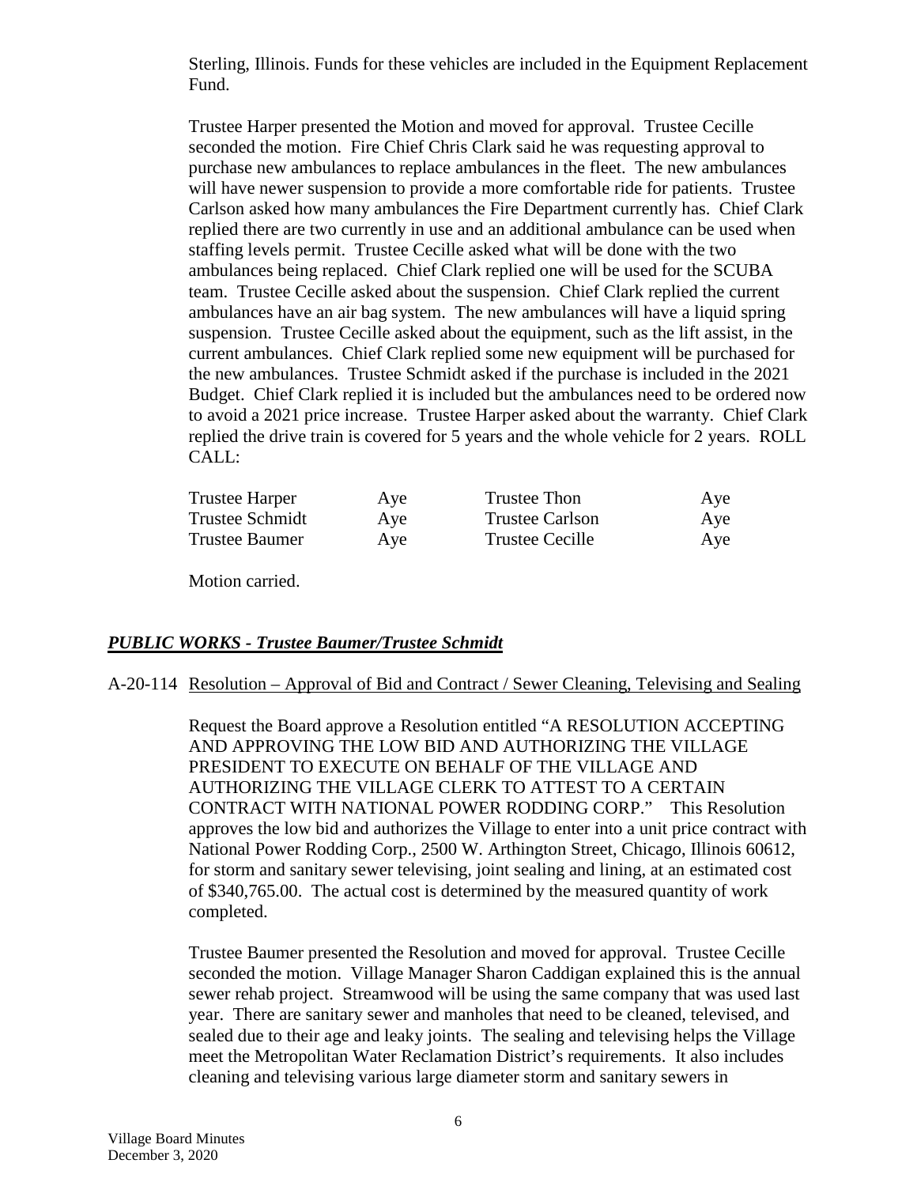Sterling, Illinois. Funds for these vehicles are included in the Equipment Replacement Fund.

Trustee Harper presented the Motion and moved for approval. Trustee Cecille seconded the motion. Fire Chief Chris Clark said he was requesting approval to purchase new ambulances to replace ambulances in the fleet. The new ambulances will have newer suspension to provide a more comfortable ride for patients. Trustee Carlson asked how many ambulances the Fire Department currently has. Chief Clark replied there are two currently in use and an additional ambulance can be used when staffing levels permit. Trustee Cecille asked what will be done with the two ambulances being replaced. Chief Clark replied one will be used for the SCUBA team. Trustee Cecille asked about the suspension. Chief Clark replied the current ambulances have an air bag system. The new ambulances will have a liquid spring suspension. Trustee Cecille asked about the equipment, such as the lift assist, in the current ambulances. Chief Clark replied some new equipment will be purchased for the new ambulances. Trustee Schmidt asked if the purchase is included in the 2021 Budget. Chief Clark replied it is included but the ambulances need to be ordered now to avoid a 2021 price increase. Trustee Harper asked about the warranty. Chief Clark replied the drive train is covered for 5 years and the whole vehicle for 2 years. ROLL CALL:

| | | | |
|---|---|---|---|
| Trustee Harper | Aye | Trustee Thon | Aye |
| Trustee Schmidt | Aye | Trustee Carlson | Aye |
| Trustee Baumer | Aye | Trustee Cecille | Aye |

Motion carried.

## ***PUBLIC WORKS - Trustee Baumer/Trustee Schmidt***

A-20-114 Resolution – Approval of Bid and Contract / Sewer Cleaning, Televising and Sealing

Request the Board approve a Resolution entitled "A RESOLUTION ACCEPTING AND APPROVING THE LOW BID AND AUTHORIZING THE VILLAGE PRESIDENT TO EXECUTE ON BEHALF OF THE VILLAGE AND AUTHORIZING THE VILLAGE CLERK TO ATTEST TO A CERTAIN CONTRACT WITH NATIONAL POWER RODDING CORP." This Resolution approves the low bid and authorizes the Village to enter into a unit price contract with National Power Rodding Corp., 2500 W. Arthington Street, Chicago, Illinois 60612, for storm and sanitary sewer televising, joint sealing and lining, at an estimated cost of $340,765.00. The actual cost is determined by the measured quantity of work completed.

Trustee Baumer presented the Resolution and moved for approval. Trustee Cecille seconded the motion. Village Manager Sharon Caddigan explained this is the annual sewer rehab project. Streamwood will be using the same company that was used last year. There are sanitary sewer and manholes that need to be cleaned, televised, and sealed due to their age and leaky joints. The sealing and televising helps the Village meet the Metropolitan Water Reclamation District's requirements. It also includes cleaning and televising various large diameter storm and sanitary sewers in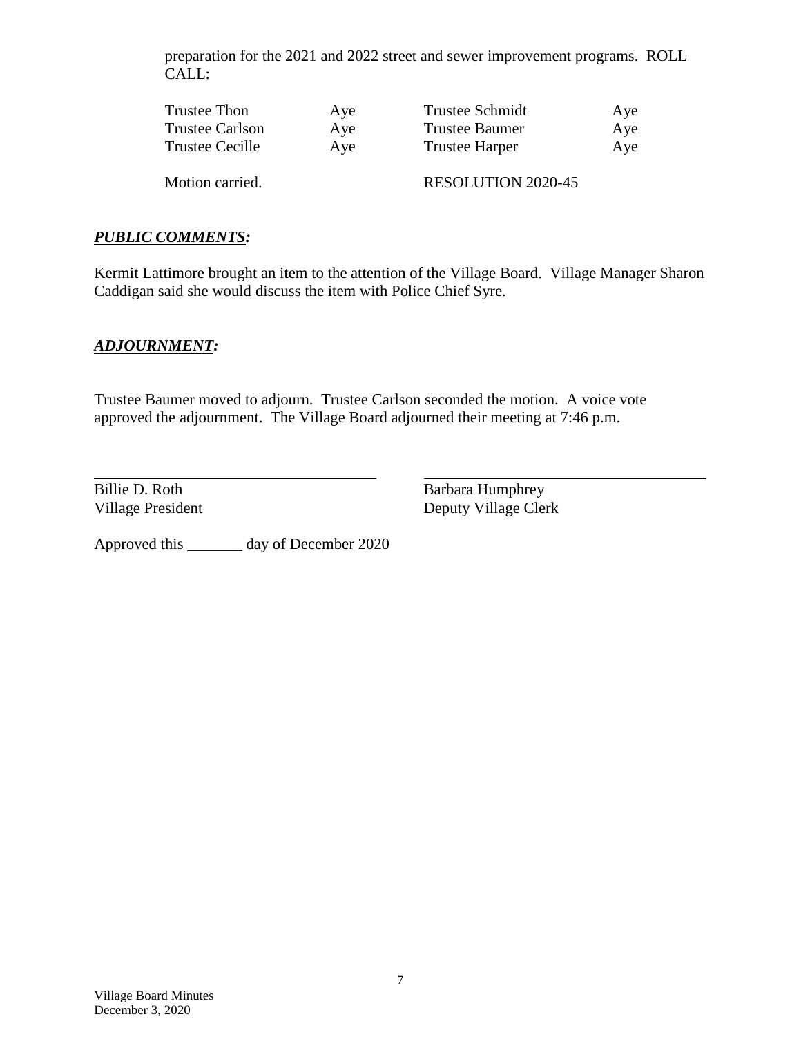preparation for the 2021 and 2022 street and sewer improvement programs. ROLL CALL:

| | | | |
|---|---|---|---|
| Trustee Thon | Aye | Trustee Schmidt | Aye |
| Trustee Carlson | Aye | Trustee Baumer | Aye |
| Trustee Cecille | Aye | Trustee Harper | Aye |

Motion carried. RESOLUTION 2020-45

***PUBLIC COMMENTS:***

Kermit Lattimore brought an item to the attention of the Village Board. Village Manager Sharon Caddigan said she would discuss the item with Police Chief Syre.

***ADJOURNMENT:***

Trustee Baumer moved to adjourn. Trustee Carlson seconded the motion. A voice vote approved the adjournment. The Village Board adjourned their meeting at 7:46 p.m.

Billie D. Roth
Village President

Barbara Humphrey
Deputy Village Clerk

Approved this _______ day of December 2020